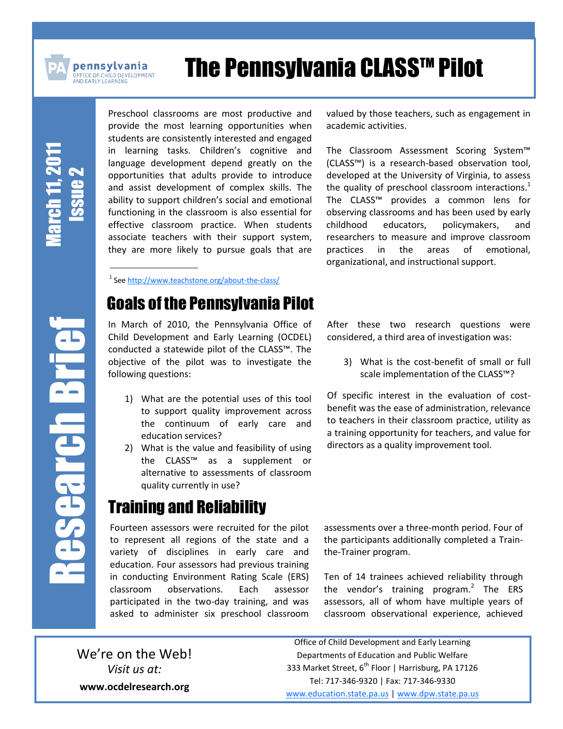pennsylvania
OFFICE OF CHILD DEVELOPMENT AND EARLY LEARNING

# The Pennsylvania CLASS™ Pilot

March 11, 2011
Issue 2

Research Brief

Preschool classrooms are most productive and provide the most learning opportunities when students are consistently interested and engaged in learning tasks. Children's cognitive and language development depend greatly on the opportunities that adults provide to introduce and assist development of complex skills. The ability to support children's social and emotional functioning in the classroom is also essential for effective classroom practice. When students associate teachers with their support system, they are more likely to pursue goals that are valued by those teachers, such as engagement in academic activities.

The Classroom Assessment Scoring System™ (CLASS™) is a research-based observation tool, developed at the University of Virginia, to assess the quality of preschool classroom interactions.[1] The CLASS™ provides a common lens for observing classrooms and has been used by early childhood educators, policymakers, and researchers to measure and improve classroom practices in the areas of emotional, organizational, and instructional support.

[1] See http://www.teachstone.org/about-the-class/

## Goals of the Pennsylvania Pilot

In March of 2010, the Pennsylvania Office of Child Development and Early Learning (OCDEL) conducted a statewide pilot of the CLASS™. The objective of the pilot was to investigate the following questions:

1) What are the potential uses of this tool to support quality improvement across the continuum of early care and education services?
2) What is the value and feasibility of using the CLASS™ as a supplement or alternative to assessments of classroom quality currently in use?

After these two research questions were considered, a third area of investigation was:

3) What is the cost-benefit of small or full scale implementation of the CLASS™?

Of specific interest in the evaluation of cost-benefit was the ease of administration, relevance to teachers in their classroom practice, utility as a training opportunity for teachers, and value for directors as a quality improvement tool.

## Training and Reliability

Fourteen assessors were recruited for the pilot to represent all regions of the state and a variety of disciplines in early care and education. Four assessors had previous training in conducting Environment Rating Scale (ERS) classroom observations. Each assessor participated in the two-day training, and was asked to administer six preschool classroom assessments over a three-month period. Four of the participants additionally completed a Train-the-Trainer program.

Ten of 14 trainees achieved reliability through the vendor's training program.[2] The ERS assessors, all of whom have multiple years of classroom observational experience, achieved

We're on the Web!
*Visit us at:*
**www.ocdelresearch.org**

Office of Child Development and Early Learning
Departments of Education and Public Welfare
333 Market Street, 6th Floor | Harrisburg, PA 17126
Tel: 717-346-9320 | Fax: 717-346-9330
www.education.state.pa.us | www.dpw.state.pa.us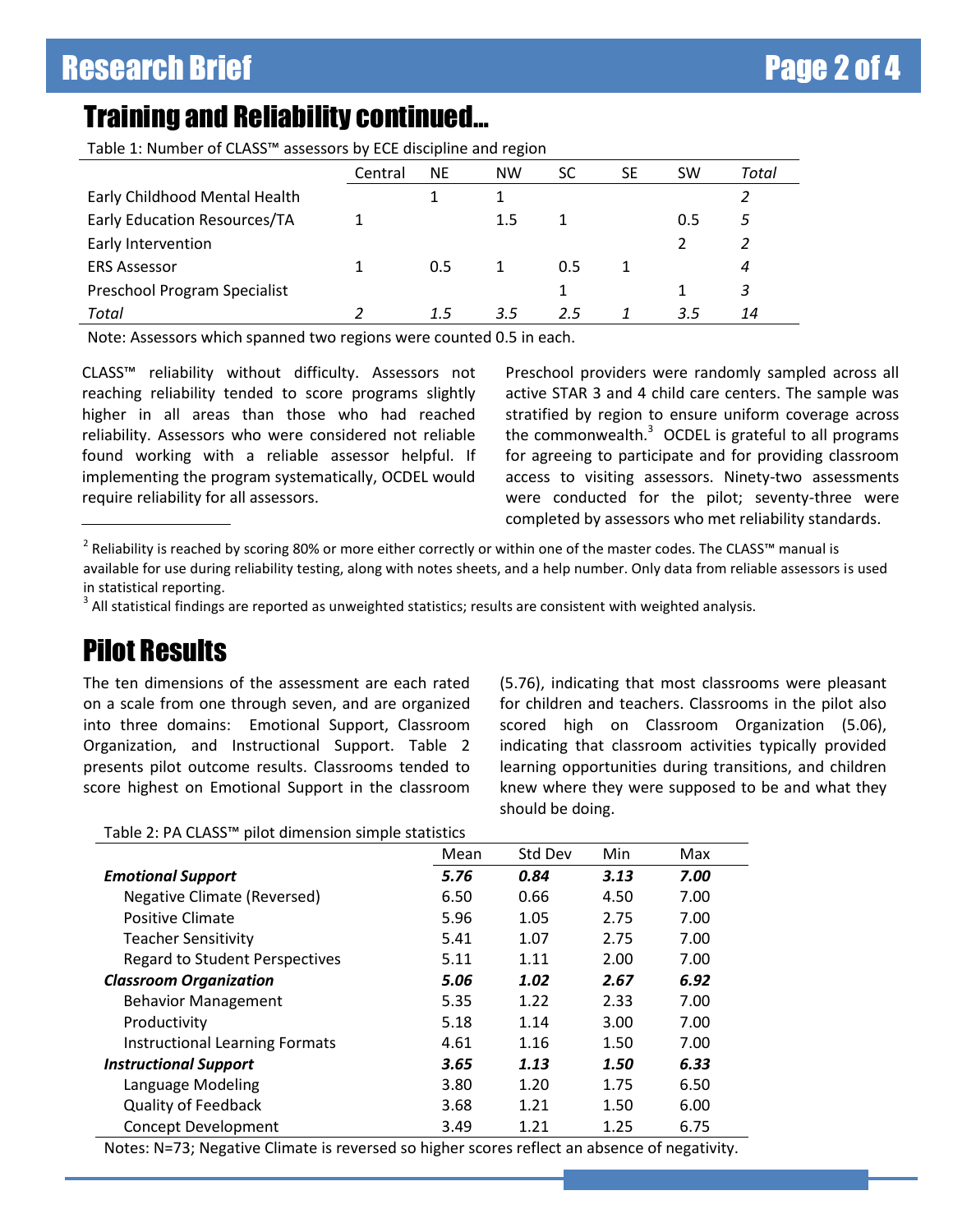## Training and Reliability continued…

Table 1: Number of CLASS™ assessors by ECE discipline and region

| | Central | NE | NW | SC | SE | SW | *Total* |
|---|---|---|---|---|---|---|---|
| Early Childhood Mental Health | | 1 | 1 | | | | *2* |
| Early Education Resources/TA | 1 | | 1.5 | 1 | | 0.5 | *5* |
| Early Intervention | | | | | | 2 | *2* |
| ERS Assessor | 1 | 0.5 | 1 | 0.5 | 1 | | *4* |
| Preschool Program Specialist | | | | 1 | | 1 | *3* |
| *Total* | *2* | *1.5* | *3.5* | *2.5* | *1* | *3.5* | *14* |

Note: Assessors which spanned two regions were counted 0.5 in each.

CLASS™ reliability without difficulty. Assessors not reaching reliability tended to score programs slightly higher in all areas than those who had reached reliability. Assessors who were considered not reliable found working with a reliable assessor helpful. If implementing the program systematically, OCDEL would require reliability for all assessors.

Preschool providers were randomly sampled across all active STAR 3 and 4 child care centers. The sample was stratified by region to ensure uniform coverage across the commonwealth.[3] OCDEL is grateful to all programs for agreeing to participate and for providing classroom access to visiting assessors. Ninety-two assessments were conducted for the pilot; seventy-three were completed by assessors who met reliability standards.

[2] Reliability is reached by scoring 80% or more either correctly or within one of the master codes. The CLASS™ manual is available for use during reliability testing, along with notes sheets, and a help number. Only data from reliable assessors is used in statistical reporting.

[3] All statistical findings are reported as unweighted statistics; results are consistent with weighted analysis.

## Pilot Results

The ten dimensions of the assessment are each rated on a scale from one through seven, and are organized into three domains: Emotional Support, Classroom Organization, and Instructional Support. Table 2 presents pilot outcome results. Classrooms tended to score highest on Emotional Support in the classroom (5.76), indicating that most classrooms were pleasant for children and teachers. Classrooms in the pilot also scored high on Classroom Organization (5.06), indicating that classroom activities typically provided learning opportunities during transitions, and children knew where they were supposed to be and what they should be doing.

Table 2: PA CLASS™ pilot dimension simple statistics

| | Mean | Std Dev | Min | Max |
|---|---|---|---|---|
| ***Emotional Support*** | ***5.76*** | ***0.84*** | ***3.13*** | ***7.00*** |
| Negative Climate (Reversed) | 6.50 | 0.66 | 4.50 | 7.00 |
| Positive Climate | 5.96 | 1.05 | 2.75 | 7.00 |
| Teacher Sensitivity | 5.41 | 1.07 | 2.75 | 7.00 |
| Regard to Student Perspectives | 5.11 | 1.11 | 2.00 | 7.00 |
| ***Classroom Organization*** | ***5.06*** | ***1.02*** | ***2.67*** | ***6.92*** |
| Behavior Management | 5.35 | 1.22 | 2.33 | 7.00 |
| Productivity | 5.18 | 1.14 | 3.00 | 7.00 |
| Instructional Learning Formats | 4.61 | 1.16 | 1.50 | 7.00 |
| ***Instructional Support*** | ***3.65*** | ***1.13*** | ***1.50*** | ***6.33*** |
| Language Modeling | 3.80 | 1.20 | 1.75 | 6.50 |
| Quality of Feedback | 3.68 | 1.21 | 1.50 | 6.00 |
| Concept Development | 3.49 | 1.21 | 1.25 | 6.75 |

Notes: N=73; Negative Climate is reversed so higher scores reflect an absence of negativity.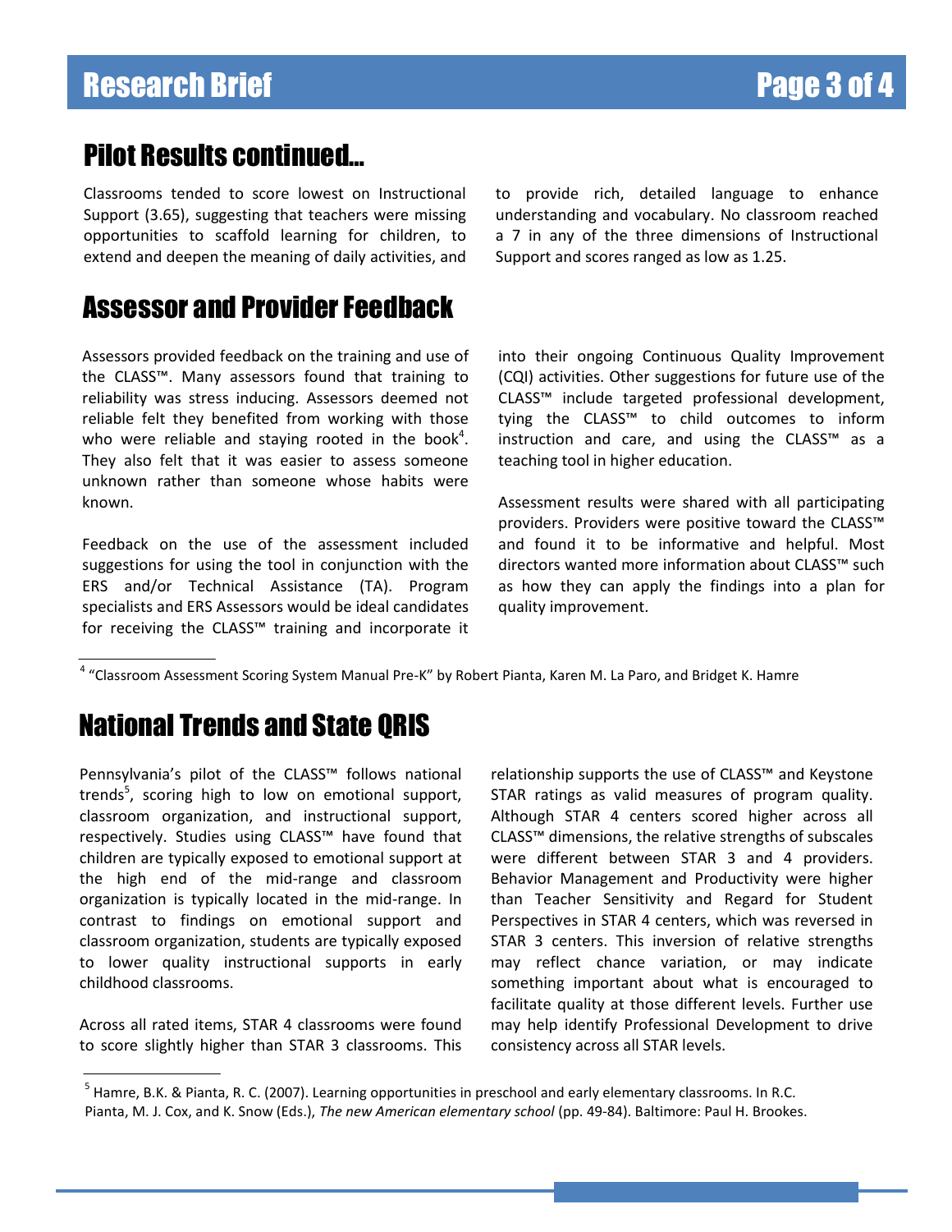## Pilot Results continued...

Classrooms tended to score lowest on Instructional Support (3.65), suggesting that teachers were missing opportunities to scaffold learning for children, to extend and deepen the meaning of daily activities, and to provide rich, detailed language to enhance understanding and vocabulary. No classroom reached a 7 in any of the three dimensions of Instructional Support and scores ranged as low as 1.25.

## Assessor and Provider Feedback

Assessors provided feedback on the training and use of the CLASS™. Many assessors found that training to reliability was stress inducing. Assessors deemed not reliable felt they benefited from working with those who were reliable and staying rooted in the book[4]. They also felt that it was easier to assess someone unknown rather than someone whose habits were known.

Feedback on the use of the assessment included suggestions for using the tool in conjunction with the ERS and/or Technical Assistance (TA). Program specialists and ERS Assessors would be ideal candidates for receiving the CLASS™ training and incorporate it into their ongoing Continuous Quality Improvement (CQI) activities. Other suggestions for future use of the CLASS™ include targeted professional development, tying the CLASS™ to child outcomes to inform instruction and care, and using the CLASS™ as a teaching tool in higher education.

Assessment results were shared with all participating providers. Providers were positive toward the CLASS™ and found it to be informative and helpful. Most directors wanted more information about CLASS™ such as how they can apply the findings into a plan for quality improvement.

[4] "Classroom Assessment Scoring System Manual Pre-K" by Robert Pianta, Karen M. La Paro, and Bridget K. Hamre

## National Trends and State QRIS

Pennsylvania's pilot of the CLASS™ follows national trends[5], scoring high to low on emotional support, classroom organization, and instructional support, respectively. Studies using CLASS™ have found that children are typically exposed to emotional support at the high end of the mid-range and classroom organization is typically located in the mid-range. In contrast to findings on emotional support and classroom organization, students are typically exposed to lower quality instructional supports in early childhood classrooms.

Across all rated items, STAR 4 classrooms were found to score slightly higher than STAR 3 classrooms. This relationship supports the use of CLASS™ and Keystone STAR ratings as valid measures of program quality. Although STAR 4 centers scored higher across all CLASS™ dimensions, the relative strengths of subscales were different between STAR 3 and 4 providers. Behavior Management and Productivity were higher than Teacher Sensitivity and Regard for Student Perspectives in STAR 4 centers, which was reversed in STAR 3 centers. This inversion of relative strengths may reflect chance variation, or may indicate something important about what is encouraged to facilitate quality at those different levels. Further use may help identify Professional Development to drive consistency across all STAR levels.

[5] Hamre, B.K. & Pianta, R. C. (2007). Learning opportunities in preschool and early elementary classrooms. In R.C. Pianta, M. J. Cox, and K. Snow (Eds.), *The new American elementary school* (pp. 49-84). Baltimore: Paul H. Brookes.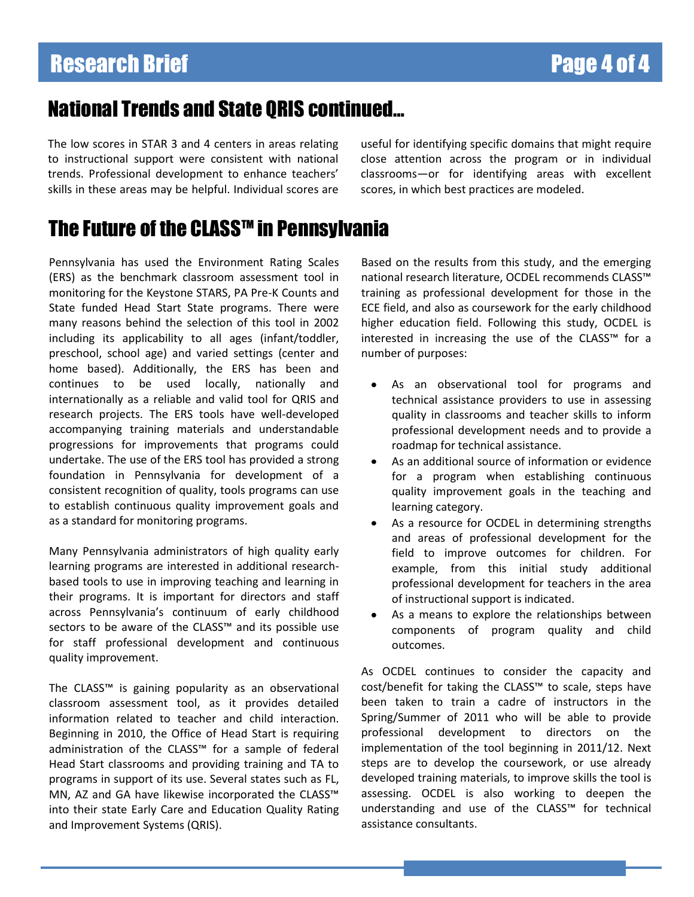## National Trends and State QRIS continued…

The low scores in STAR 3 and 4 centers in areas relating to instructional support were consistent with national trends. Professional development to enhance teachers' skills in these areas may be helpful. Individual scores are useful for identifying specific domains that might require close attention across the program or in individual classrooms—or for identifying areas with excellent scores, in which best practices are modeled.

## The Future of the CLASS™ in Pennsylvania

Pennsylvania has used the Environment Rating Scales (ERS) as the benchmark classroom assessment tool in monitoring for the Keystone STARS, PA Pre-K Counts and State funded Head Start State programs. There were many reasons behind the selection of this tool in 2002 including its applicability to all ages (infant/toddler, preschool, school age) and varied settings (center and home based). Additionally, the ERS has been and continues to be used locally, nationally and internationally as a reliable and valid tool for QRIS and research projects. The ERS tools have well-developed accompanying training materials and understandable progressions for improvements that programs could undertake. The use of the ERS tool has provided a strong foundation in Pennsylvania for development of a consistent recognition of quality, tools programs can use to establish continuous quality improvement goals and as a standard for monitoring programs.

Many Pennsylvania administrators of high quality early learning programs are interested in additional research-based tools to use in improving teaching and learning in their programs. It is important for directors and staff across Pennsylvania's continuum of early childhood sectors to be aware of the CLASS™ and its possible use for staff professional development and continuous quality improvement.

The CLASS™ is gaining popularity as an observational classroom assessment tool, as it provides detailed information related to teacher and child interaction. Beginning in 2010, the Office of Head Start is requiring administration of the CLASS™ for a sample of federal Head Start classrooms and providing training and TA to programs in support of its use. Several states such as FL, MN, AZ and GA have likewise incorporated the CLASS™ into their state Early Care and Education Quality Rating and Improvement Systems (QRIS).

Based on the results from this study, and the emerging national research literature, OCDEL recommends CLASS™ training as professional development for those in the ECE field, and also as coursework for the early childhood higher education field. Following this study, OCDEL is interested in increasing the use of the CLASS™ for a number of purposes:

- As an observational tool for programs and technical assistance providers to use in assessing quality in classrooms and teacher skills to inform professional development needs and to provide a roadmap for technical assistance.
- As an additional source of information or evidence for a program when establishing continuous quality improvement goals in the teaching and learning category.
- As a resource for OCDEL in determining strengths and areas of professional development for the field to improve outcomes for children. For example, from this initial study additional professional development for teachers in the area of instructional support is indicated.
- As a means to explore the relationships between components of program quality and child outcomes.

As OCDEL continues to consider the capacity and cost/benefit for taking the CLASS™ to scale, steps have been taken to train a cadre of instructors in the Spring/Summer of 2011 who will be able to provide professional development to directors on the implementation of the tool beginning in 2011/12. Next steps are to develop the coursework, or use already developed training materials, to improve skills the tool is assessing. OCDEL is also working to deepen the understanding and use of the CLASS™ for technical assistance consultants.